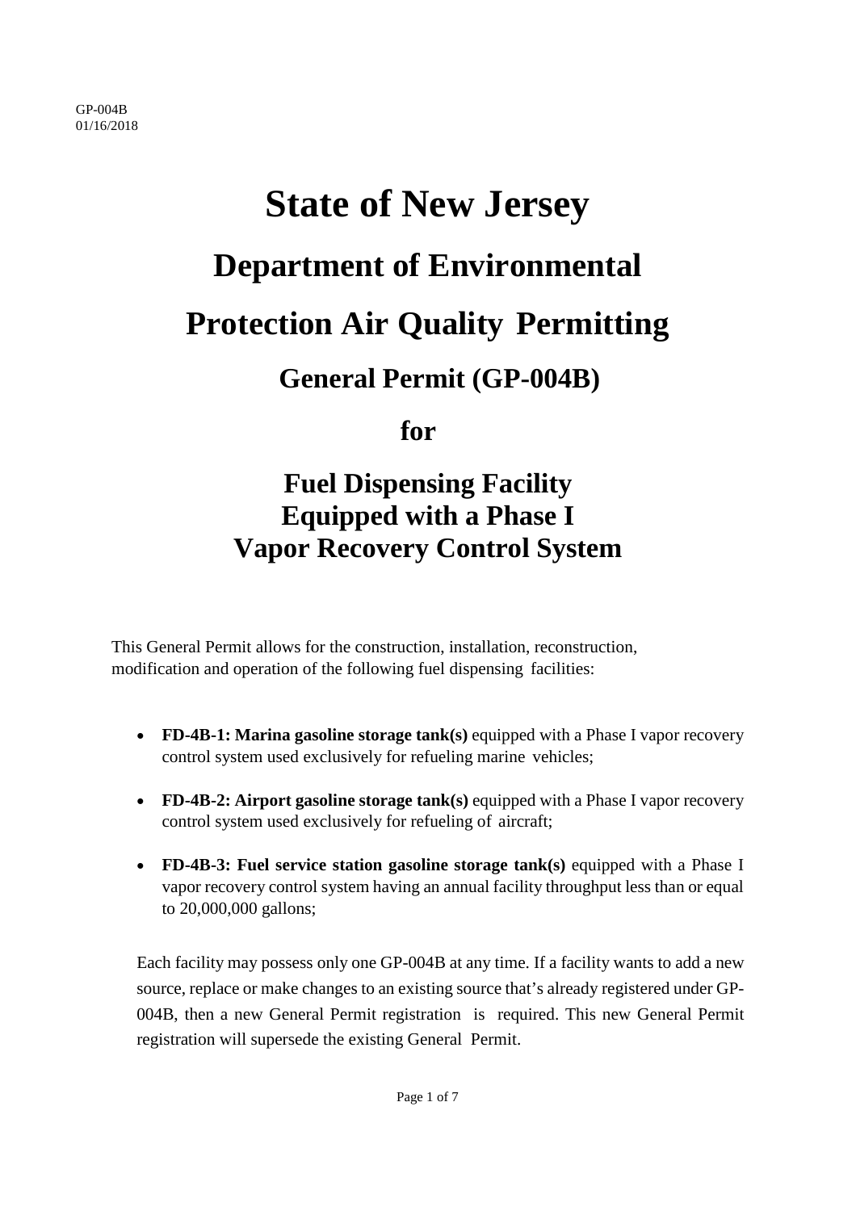GP-004B
01/16/2018

# State of New Jersey

## Department of Environmental Protection Air Quality Permitting

### General Permit (GP-004B)

### for

## Fuel Dispensing Facility Equipped with a Phase I Vapor Recovery Control System

This General Permit allows for the construction, installation, reconstruction, modification and operation of the following fuel dispensing facilities:

- **FD-4B-1: Marina gasoline storage tank(s)** equipped with a Phase I vapor recovery control system used exclusively for refueling marine vehicles;
- **FD-4B-2: Airport gasoline storage tank(s)** equipped with a Phase I vapor recovery control system used exclusively for refueling of aircraft;
- **FD-4B-3: Fuel service station gasoline storage tank(s)** equipped with a Phase I vapor recovery control system having an annual facility throughput less than or equal to 20,000,000 gallons;

Each facility may possess only one GP-004B at any time. If a facility wants to add a new source, replace or make changes to an existing source that's already registered under GP-004B, then a new General Permit registration is required. This new General Permit registration will supersede the existing General Permit.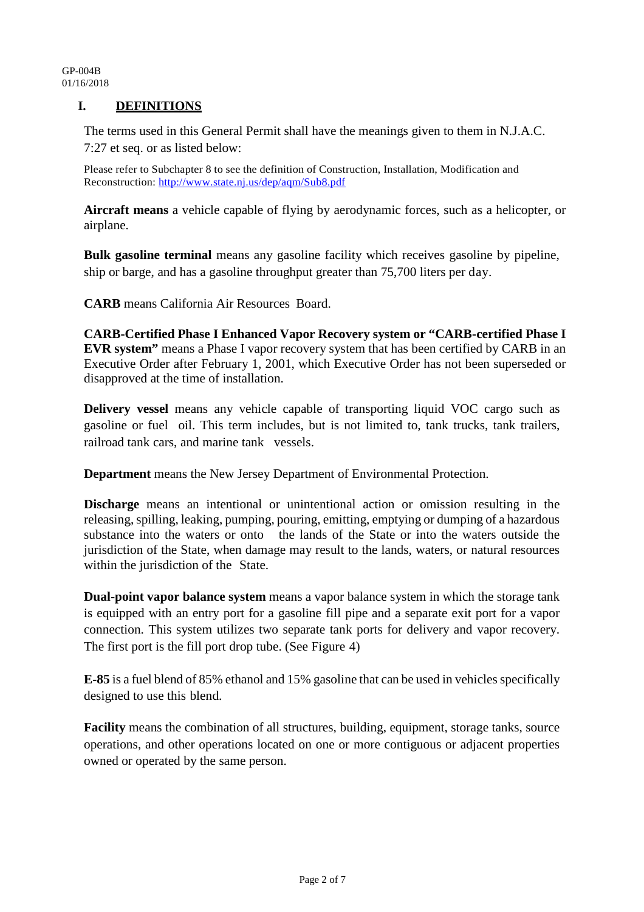## I. DEFINITIONS

The terms used in this General Permit shall have the meanings given to them in N.J.A.C. 7:27 et seq. or as listed below:

Please refer to Subchapter 8 to see the definition of Construction, Installation, Modification and Reconstruction: [http://www.state.nj.us/dep/aqm/Sub8.pdf](http://www.state.nj.us/dep/aqm/Sub8.pdf)

**Aircraft means** a vehicle capable of flying by aerodynamic forces, such as a helicopter, or airplane.

**Bulk gasoline terminal** means any gasoline facility which receives gasoline by pipeline, ship or barge, and has a gasoline throughput greater than 75,700 liters per day.

**CARB** means California Air Resources Board.

**CARB-Certified Phase I Enhanced Vapor Recovery system or "CARB-certified Phase I EVR system"** means a Phase I vapor recovery system that has been certified by CARB in an Executive Order after February 1, 2001, which Executive Order has not been superseded or disapproved at the time of installation.

**Delivery vessel** means any vehicle capable of transporting liquid VOC cargo such as gasoline or fuel oil. This term includes, but is not limited to, tank trucks, tank trailers, railroad tank cars, and marine tank vessels.

**Department** means the New Jersey Department of Environmental Protection.

**Discharge** means an intentional or unintentional action or omission resulting in the releasing, spilling, leaking, pumping, pouring, emitting, emptying or dumping of a hazardous substance into the waters or onto the lands of the State or into the waters outside the jurisdiction of the State, when damage may result to the lands, waters, or natural resources within the jurisdiction of the State.

**Dual-point vapor balance system** means a vapor balance system in which the storage tank is equipped with an entry port for a gasoline fill pipe and a separate exit port for a vapor connection. This system utilizes two separate tank ports for delivery and vapor recovery. The first port is the fill port drop tube. (See Figure 4)

**E-85** is a fuel blend of 85% ethanol and 15% gasoline that can be used in vehicles specifically designed to use this blend.

**Facility** means the combination of all structures, building, equipment, storage tanks, source operations, and other operations located on one or more contiguous or adjacent properties owned or operated by the same person.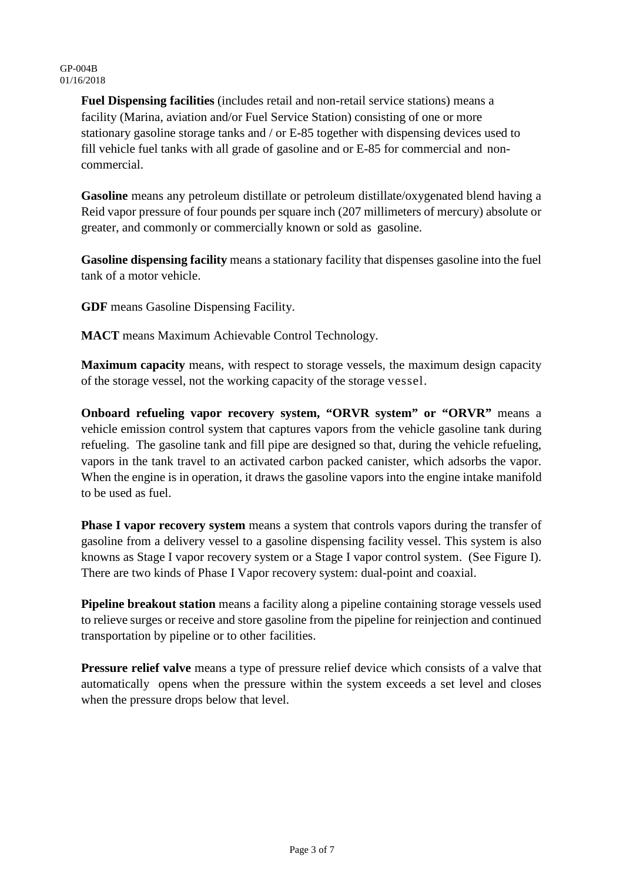**Fuel Dispensing facilities** (includes retail and non-retail service stations) means a facility (Marina, aviation and/or Fuel Service Station) consisting of one or more stationary gasoline storage tanks and / or E-85 together with dispensing devices used to fill vehicle fuel tanks with all grade of gasoline and or E-85 for commercial and non-commercial.

**Gasoline** means any petroleum distillate or petroleum distillate/oxygenated blend having a Reid vapor pressure of four pounds per square inch (207 millimeters of mercury) absolute or greater, and commonly or commercially known or sold as gasoline.

**Gasoline dispensing facility** means a stationary facility that dispenses gasoline into the fuel tank of a motor vehicle.

**GDF** means Gasoline Dispensing Facility.

**MACT** means Maximum Achievable Control Technology.

**Maximum capacity** means, with respect to storage vessels, the maximum design capacity of the storage vessel, not the working capacity of the storage vessel.

**Onboard refueling vapor recovery system, "ORVR system" or "ORVR"** means a vehicle emission control system that captures vapors from the vehicle gasoline tank during refueling. The gasoline tank and fill pipe are designed so that, during the vehicle refueling, vapors in the tank travel to an activated carbon packed canister, which adsorbs the vapor. When the engine is in operation, it draws the gasoline vapors into the engine intake manifold to be used as fuel.

**Phase I vapor recovery system** means a system that controls vapors during the transfer of gasoline from a delivery vessel to a gasoline dispensing facility vessel. This system is also knowns as Stage I vapor recovery system or a Stage I vapor control system. (See Figure I). There are two kinds of Phase I Vapor recovery system: dual-point and coaxial.

**Pipeline breakout station** means a facility along a pipeline containing storage vessels used to relieve surges or receive and store gasoline from the pipeline for reinjection and continued transportation by pipeline or to other facilities.

**Pressure relief valve** means a type of pressure relief device which consists of a valve that automatically opens when the pressure within the system exceeds a set level and closes when the pressure drops below that level.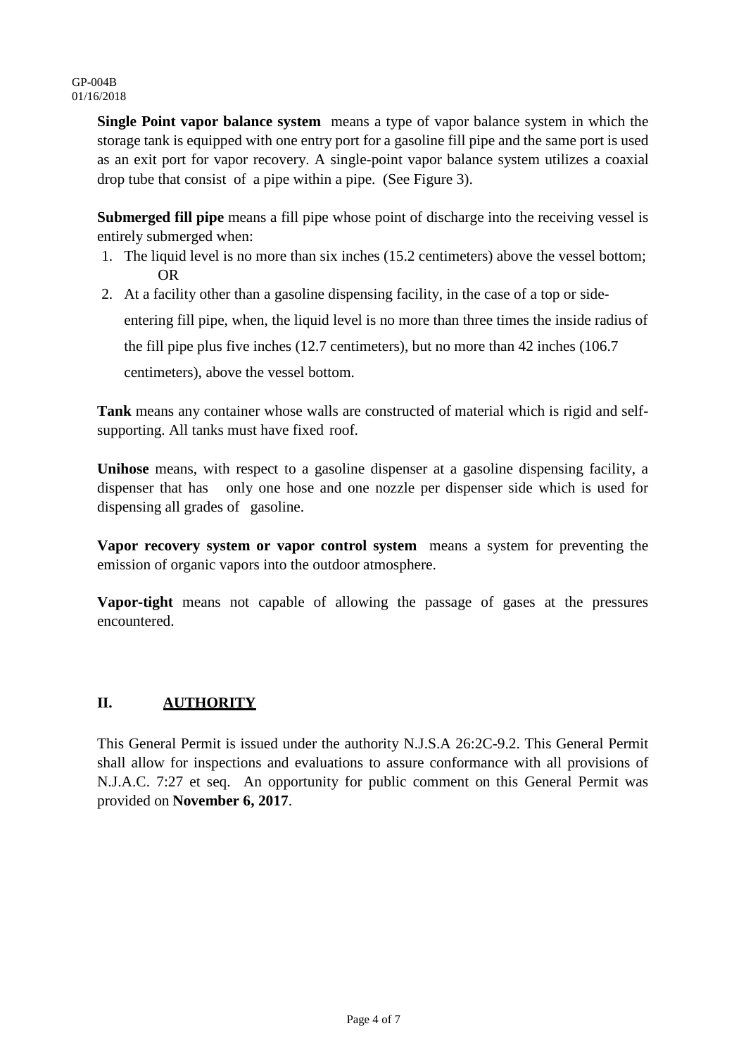**Single Point vapor balance system** means a type of vapor balance system in which the storage tank is equipped with one entry port for a gasoline fill pipe and the same port is used as an exit port for vapor recovery. A single-point vapor balance system utilizes a coaxial drop tube that consist of a pipe within a pipe. (See Figure 3).

**Submerged fill pipe** means a fill pipe whose point of discharge into the receiving vessel is entirely submerged when:

1. The liquid level is no more than six inches (15.2 centimeters) above the vessel bottom; OR
2. At a facility other than a gasoline dispensing facility, in the case of a top or side-entering fill pipe, when, the liquid level is no more than three times the inside radius of the fill pipe plus five inches (12.7 centimeters), but no more than 42 inches (106.7 centimeters), above the vessel bottom.

**Tank** means any container whose walls are constructed of material which is rigid and self-supporting. All tanks must have fixed roof.

**Unihose** means, with respect to a gasoline dispenser at a gasoline dispensing facility, a dispenser that has only one hose and one nozzle per dispenser side which is used for dispensing all grades of gasoline.

**Vapor recovery system or vapor control system** means a system for preventing the emission of organic vapors into the outdoor atmosphere.

**Vapor-tight** means not capable of allowing the passage of gases at the pressures encountered.

## II. AUTHORITY

This General Permit is issued under the authority N.J.S.A 26:2C-9.2. This General Permit shall allow for inspections and evaluations to assure conformance with all provisions of N.J.A.C. 7:27 et seq. An opportunity for public comment on this General Permit was provided on **November 6, 2017**.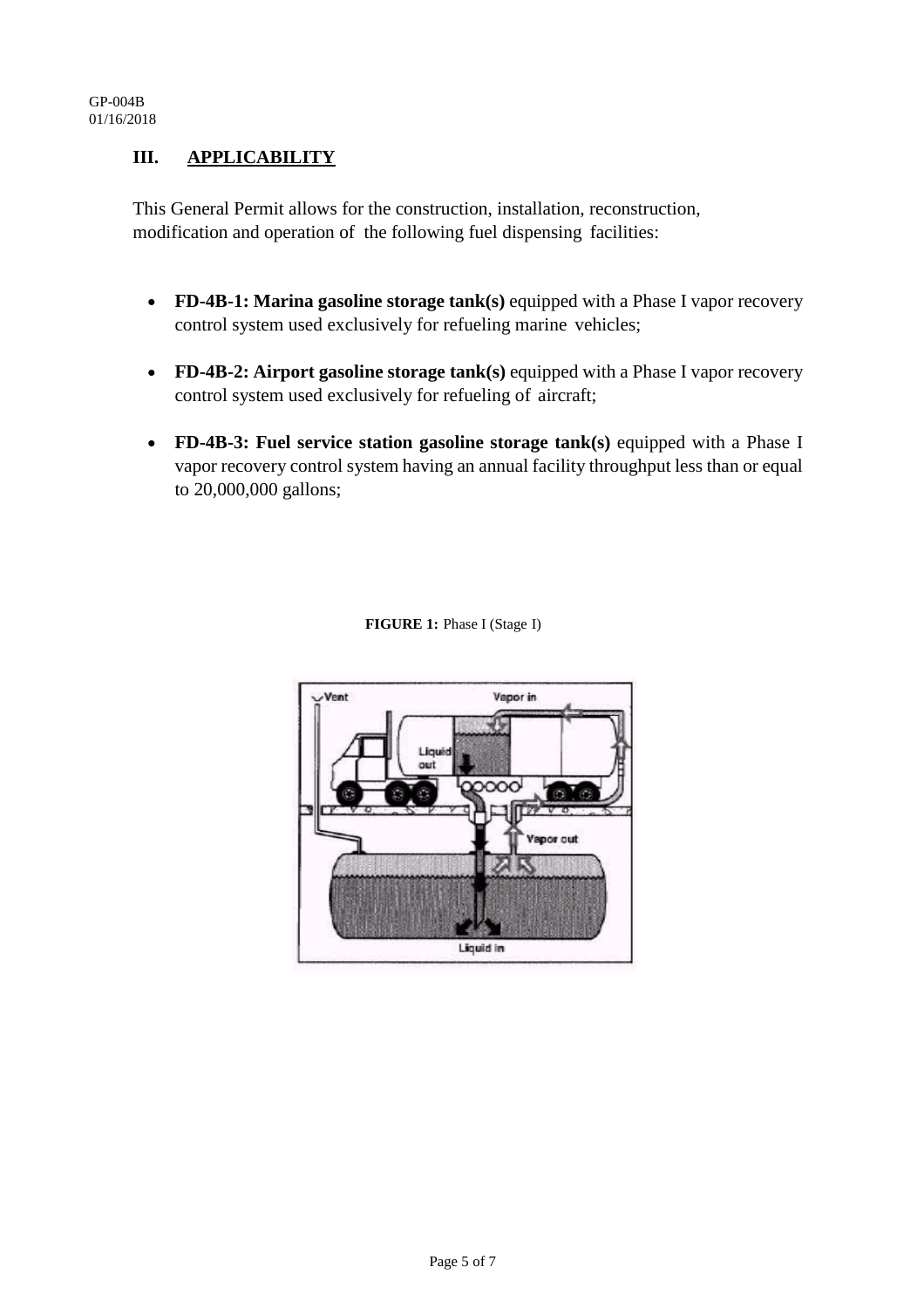## III. APPLICABILITY

This General Permit allows for the construction, installation, reconstruction, modification and operation of the following fuel dispensing facilities:

- **FD-4B-1: Marina gasoline storage tank(s)** equipped with a Phase I vapor recovery control system used exclusively for refueling marine vehicles;
- **FD-4B-2: Airport gasoline storage tank(s)** equipped with a Phase I vapor recovery control system used exclusively for refueling of aircraft;
- **FD-4B-3: Fuel service station gasoline storage tank(s)** equipped with a Phase I vapor recovery control system having an annual facility throughput less than or equal to 20,000,000 gallons;

**FIGURE 1:** Phase I (Stage I)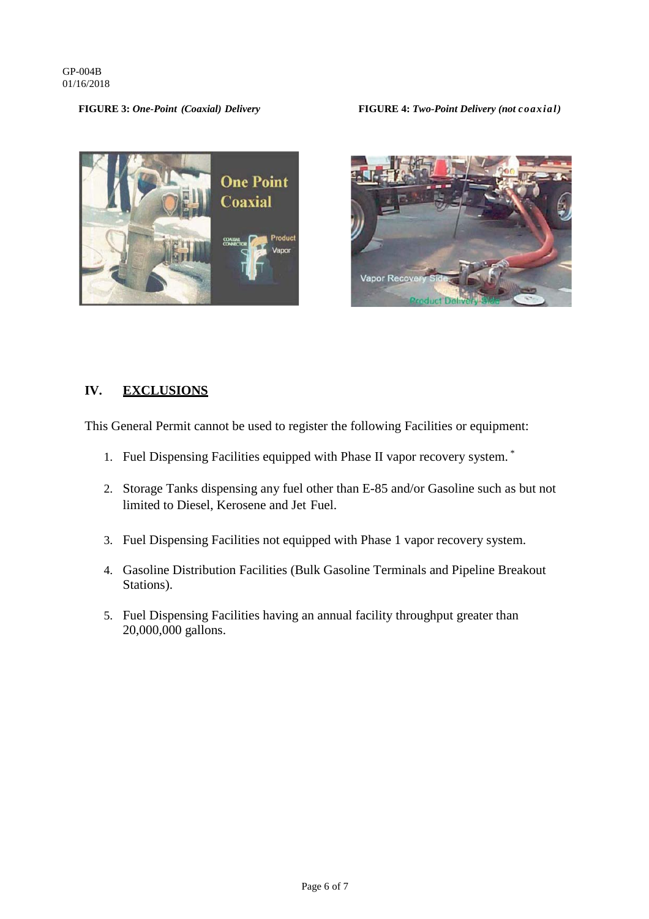**FIGURE 3:** ***One-Point (Coaxial) Delivery***

**FIGURE 4:** ***Two-Point Delivery (not coaxial)***

## IV. EXCLUSIONS

This General Permit cannot be used to register the following Facilities or equipment:

1. Fuel Dispensing Facilities equipped with Phase II vapor recovery system. *
2. Storage Tanks dispensing any fuel other than E-85 and/or Gasoline such as but not limited to Diesel, Kerosene and Jet Fuel.
3. Fuel Dispensing Facilities not equipped with Phase 1 vapor recovery system.
4. Gasoline Distribution Facilities (Bulk Gasoline Terminals and Pipeline Breakout Stations).
5. Fuel Dispensing Facilities having an annual facility throughput greater than 20,000,000 gallons.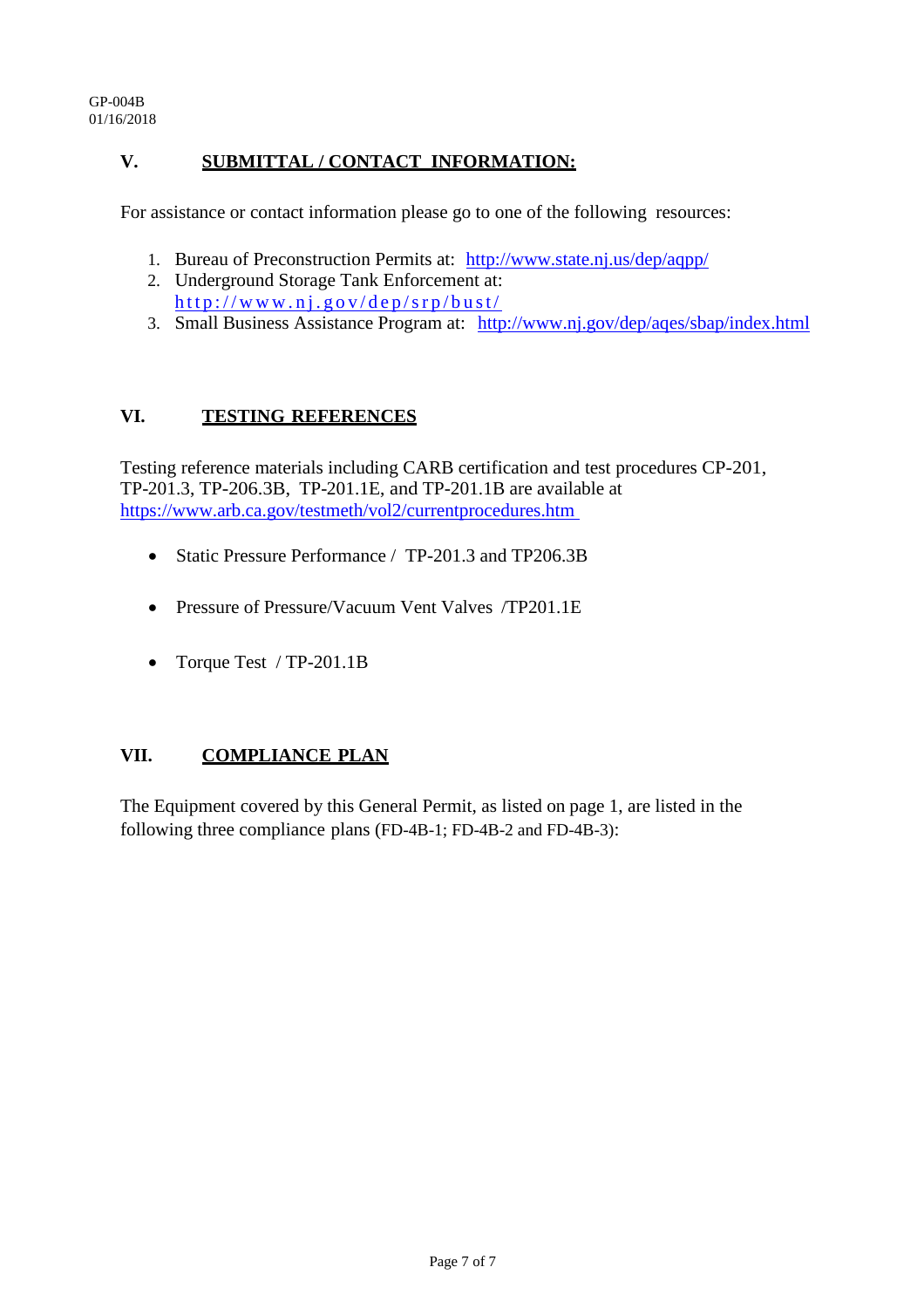## V. SUBMITTAL / CONTACT INFORMATION:

For assistance or contact information please go to one of the following resources:

1. Bureau of Preconstruction Permits at: http://www.state.nj.us/dep/aqpp/
2. Underground Storage Tank Enforcement at: http://www.nj.gov/dep/srp/bust/
3. Small Business Assistance Program at: http://www.nj.gov/dep/aqes/sbap/index.html

## VI. TESTING REFERENCES

Testing reference materials including CARB certification and test procedures CP-201, TP-201.3, TP-206.3B, TP-201.1E, and TP-201.1B are available at https://www.arb.ca.gov/testmeth/vol2/currentprocedures.htm

- Static Pressure Performance / TP-201.3 and TP206.3B
- Pressure of Pressure/Vacuum Vent Valves /TP201.1E
- Torque Test / TP-201.1B

## VII. COMPLIANCE PLAN

The Equipment covered by this General Permit, as listed on page 1, are listed in the following three compliance plans (FD-4B-1; FD-4B-2 and FD-4B-3):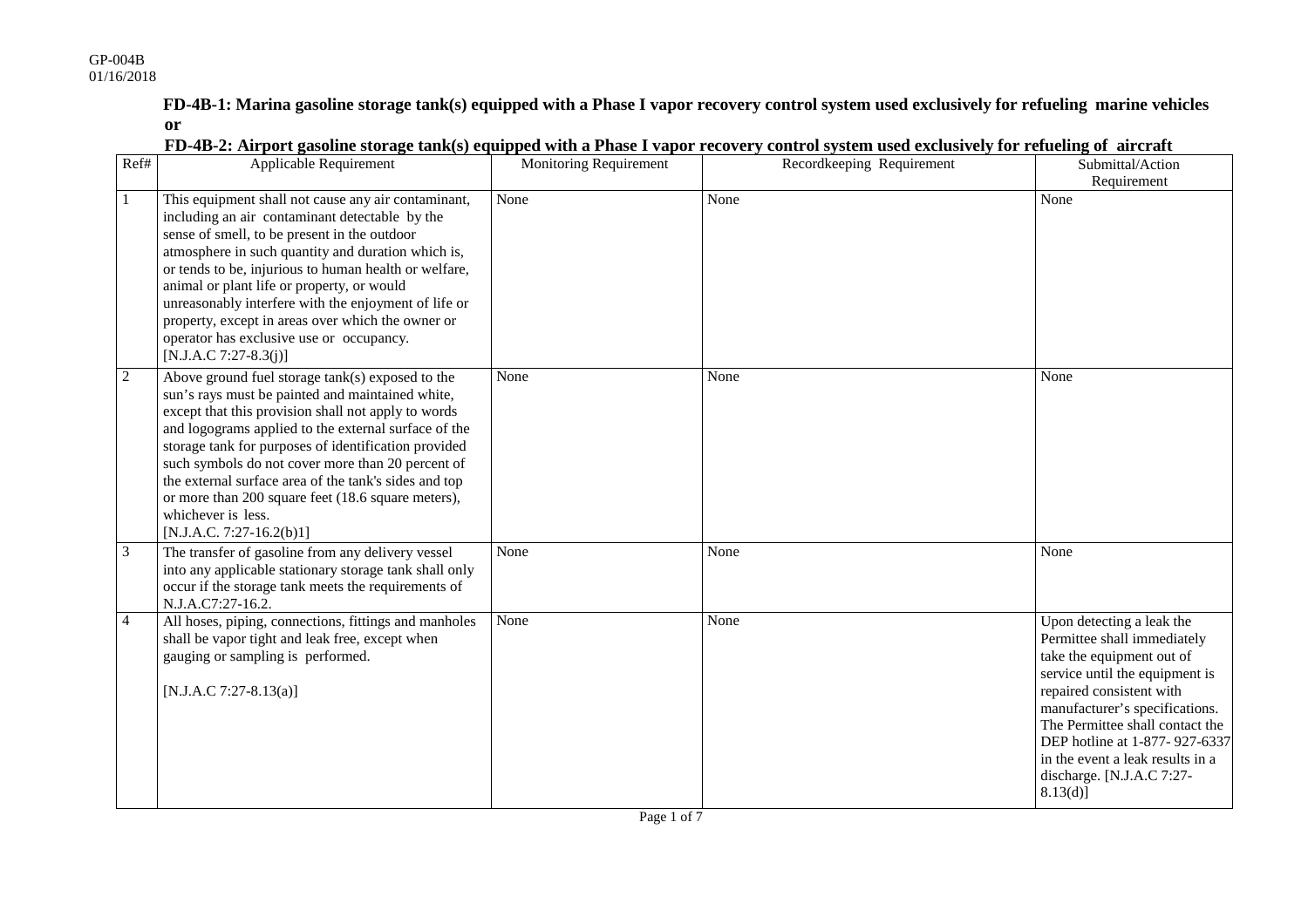GP-004B
01/16/2018

**FD-4B-1: Marina gasoline storage tank(s) equipped with a Phase I vapor recovery control system used exclusively for refueling marine vehicles or**

**FD-4B-2: Airport gasoline storage tank(s) equipped with a Phase I vapor recovery control system used exclusively for refueling of aircraft**

| Ref# | Applicable Requirement | Monitoring Requirement | Recordkeeping Requirement | Submittal/Action Requirement |
|---|---|---|---|---|
| 1 | This equipment shall not cause any air contaminant, including an air contaminant detectable by the sense of smell, to be present in the outdoor atmosphere in such quantity and duration which is, or tends to be, injurious to human health or welfare, animal or plant life or property, or would unreasonably interfere with the enjoyment of life or property, except in areas over which the owner or operator has exclusive use or occupancy. [N.J.A.C 7:27-8.3(j)] | None | None | None |
| 2 | Above ground fuel storage tank(s) exposed to the sun's rays must be painted and maintained white, except that this provision shall not apply to words and logograms applied to the external surface of the storage tank for purposes of identification provided such symbols do not cover more than 20 percent of the external surface area of the tank's sides and top or more than 200 square feet (18.6 square meters), whichever is less. [N.J.A.C. 7:27-16.2(b)1] | None | None | None |
| 3 | The transfer of gasoline from any delivery vessel into any applicable stationary storage tank shall only occur if the storage tank meets the requirements of N.J.A.C7:27-16.2. | None | None | None |
| 4 | All hoses, piping, connections, fittings and manholes shall be vapor tight and leak free, except when gauging or sampling is performed. [N.J.A.C 7:27-8.13(a)] | None | None | Upon detecting a leak the Permittee shall immediately take the equipment out of service until the equipment is repaired consistent with manufacturer's specifications. The Permittee shall contact the DEP hotline at 1-877- 927-6337 in the event a leak results in a discharge. [N.J.A.C 7:27-8.13(d)] |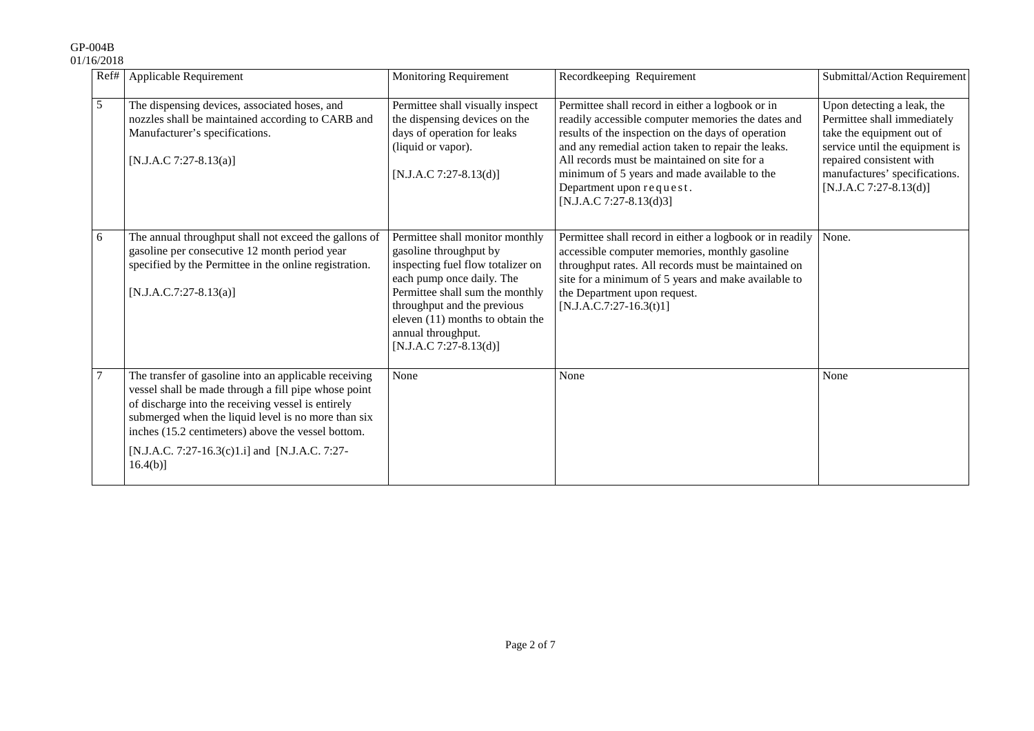| Ref# | Applicable Requirement | Monitoring Requirement | Recordkeeping Requirement | Submittal/Action Requirement |
|---|---|---|---|---|
| 5 | The dispensing devices, associated hoses, and nozzles shall be maintained according to CARB and Manufacturer's specifications.<br><br>[N.J.A.C 7:27-8.13(a)] | Permittee shall visually inspect the dispensing devices on the days of operation for leaks (liquid or vapor).<br><br>[N.J.A.C 7:27-8.13(d)] | Permittee shall record in either a logbook or in readily accessible computer memories the dates and results of the inspection on the days of operation and any remedial action taken to repair the leaks. All records must be maintained on site for a minimum of 5 years and made available to the Department upon request.<br>[N.J.A.C 7:27-8.13(d)3] | Upon detecting a leak, the Permittee shall immediately take the equipment out of service until the equipment is repaired consistent with manufactures' specifications. [N.J.A.C 7:27-8.13(d)] |
| 6 | The annual throughput shall not exceed the gallons of gasoline per consecutive 12 month period year specified by the Permittee in the online registration.<br><br>[N.J.A.C.7:27-8.13(a)] | Permittee shall monitor monthly gasoline throughput by inspecting fuel flow totalizer on each pump once daily. The Permittee shall sum the monthly throughput and the previous eleven (11) months to obtain the annual throughput.<br>[N.J.A.C 7:27-8.13(d)] | Permittee shall record in either a logbook or in readily accessible computer memories, monthly gasoline throughput rates. All records must be maintained on site for a minimum of 5 years and make available to the Department upon request.<br>[N.J.A.C.7:27-16.3(t)1] | None. |
| 7 | The transfer of gasoline into an applicable receiving vessel shall be made through a fill pipe whose point of discharge into the receiving vessel is entirely submerged when the liquid level is no more than six inches (15.2 centimeters) above the vessel bottom.<br><br>[N.J.A.C. 7:27-16.3(c)1.i] and [N.J.A.C. 7:27-16.4(b)] | None | None | None |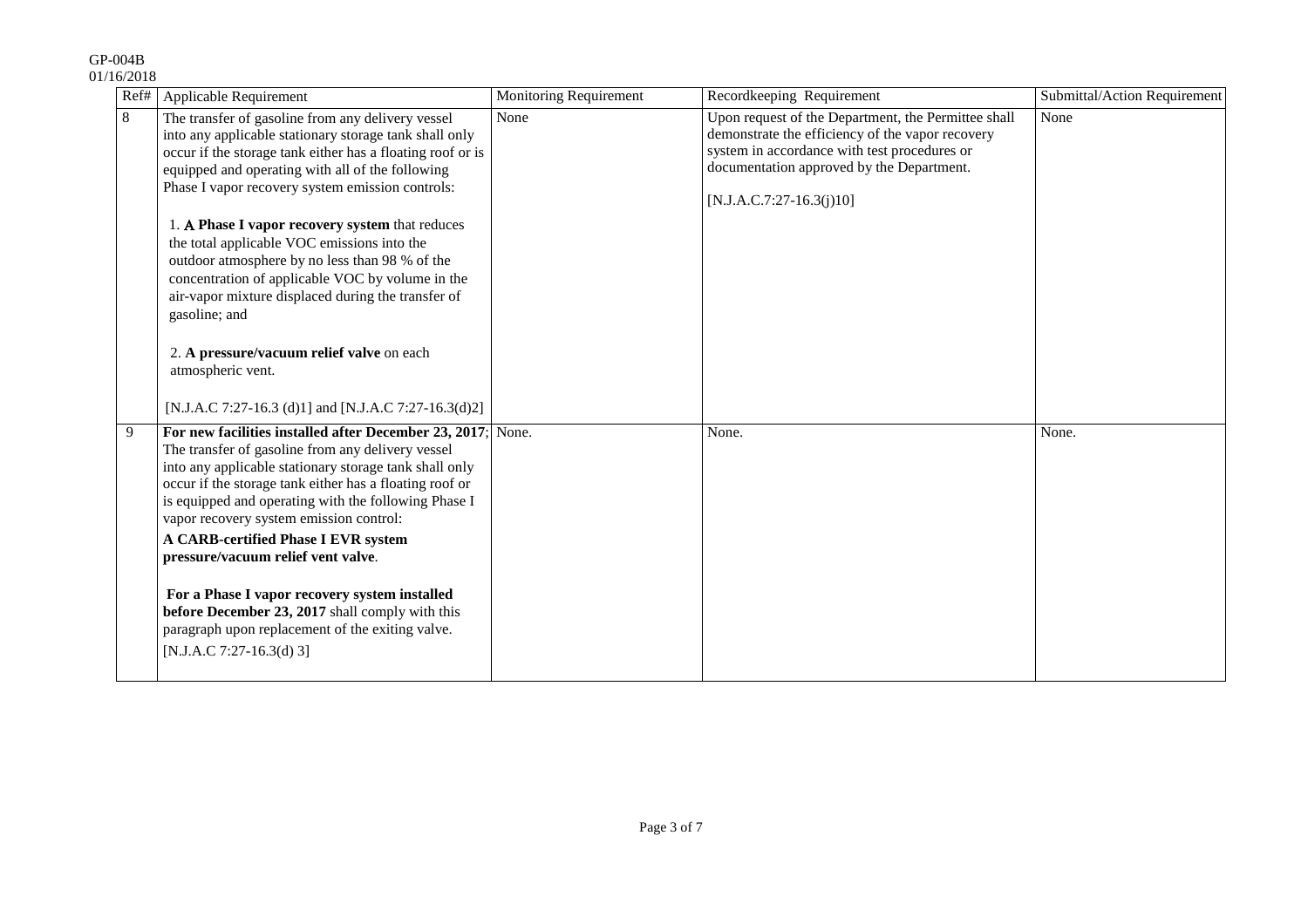| Ref# | Applicable Requirement | Monitoring Requirement | Recordkeeping Requirement | Submittal/Action Requirement |
|---|---|---|---|---|
| 8 | The transfer of gasoline from any delivery vessel into any applicable stationary storage tank shall only occur if the storage tank either has a floating roof or is equipped and operating with all of the following Phase I vapor recovery system emission controls:<br><br>1. **A Phase I vapor recovery system** that reduces the total applicable VOC emissions into the outdoor atmosphere by no less than 98 % of the concentration of applicable VOC by volume in the air-vapor mixture displaced during the transfer of gasoline; and<br><br>2. **A pressure/vacuum relief valve** on each atmospheric vent.<br><br>[N.J.A.C 7:27-16.3 (d)1] and [N.J.A.C 7:27-16.3(d)2] | None | Upon request of the Department, the Permittee shall demonstrate the efficiency of the vapor recovery system in accordance with test procedures or documentation approved by the Department.<br><br>[N.J.A.C.7:27-16.3(j)10] | None |
| 9 | **For new facilities installed after December 23, 2017**; The transfer of gasoline from any delivery vessel into any applicable stationary storage tank shall only occur if the storage tank either has a floating roof or is equipped and operating with the following Phase I vapor recovery system emission control:<br>**A CARB-certified Phase I EVR system pressure/vacuum relief vent valve**.<br><br>**For a Phase I vapor recovery system installed before December 23, 2017** shall comply with this paragraph upon replacement of the exiting valve.<br>[N.J.A.C 7:27-16.3(d) 3] | None. | None. | None. |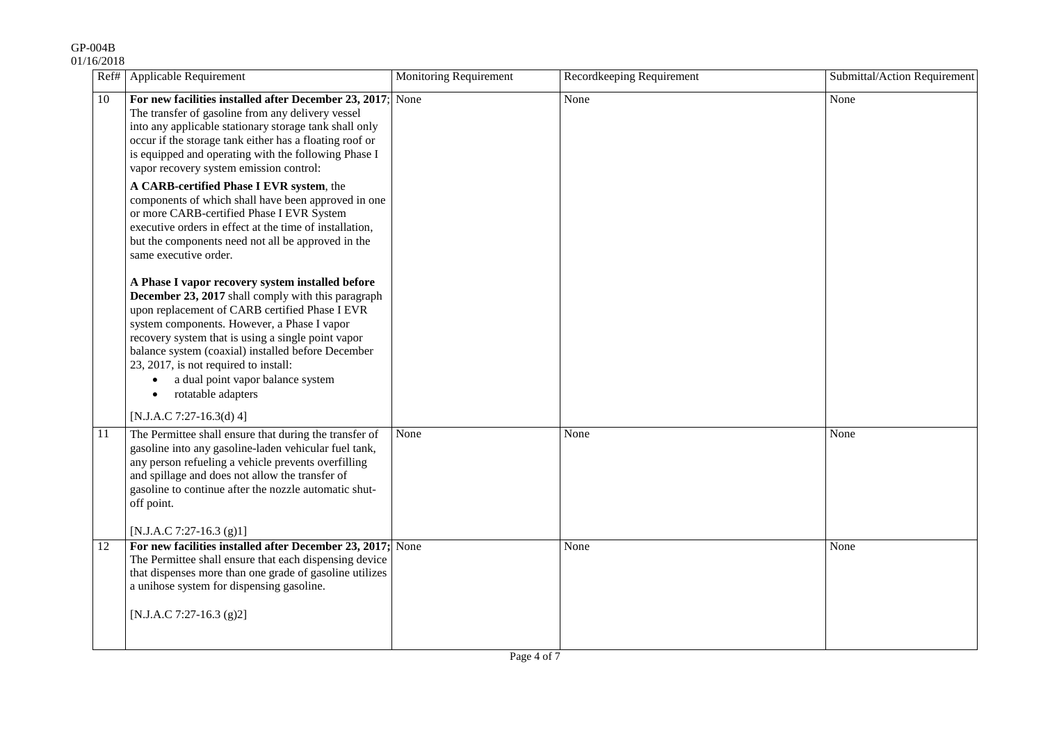| Ref# | Applicable Requirement | Monitoring Requirement | Recordkeeping Requirement | Submittal/Action Requirement |
|---|---|---|---|---|
| 10 | **For new facilities installed after December 23, 2017**; The transfer of gasoline from any delivery vessel into any applicable stationary storage tank shall only occur if the storage tank either has a floating roof or is equipped and operating with the following Phase I vapor recovery system emission control:<br><br>**A CARB-certified Phase I EVR system**, the components of which shall have been approved in one or more CARB-certified Phase I EVR System executive orders in effect at the time of installation, but the components need not all be approved in the same executive order.<br><br>**A Phase I vapor recovery system installed before December 23, 2017** shall comply with this paragraph upon replacement of CARB certified Phase I EVR system components. However, a Phase I vapor recovery system that is using a single point vapor balance system (coaxial) installed before December 23, 2017, is not required to install:<br>• a dual point vapor balance system<br>• rotatable adapters<br><br>[N.J.A.C 7:27-16.3(d) 4] | None | None | None |
| 11 | The Permittee shall ensure that during the transfer of gasoline into any gasoline-laden vehicular fuel tank, any person refueling a vehicle prevents overfilling and spillage and does not allow the transfer of gasoline to continue after the nozzle automatic shut-off point.<br><br>[N.J.A.C 7:27-16.3 (g)1] | None | None | None |
| 12 | **For new facilities installed after December 23, 2017;** The Permittee shall ensure that each dispensing device that dispenses more than one grade of gasoline utilizes a unihose system for dispensing gasoline.<br><br>[N.J.A.C 7:27-16.3 (g)2] | None | None | None |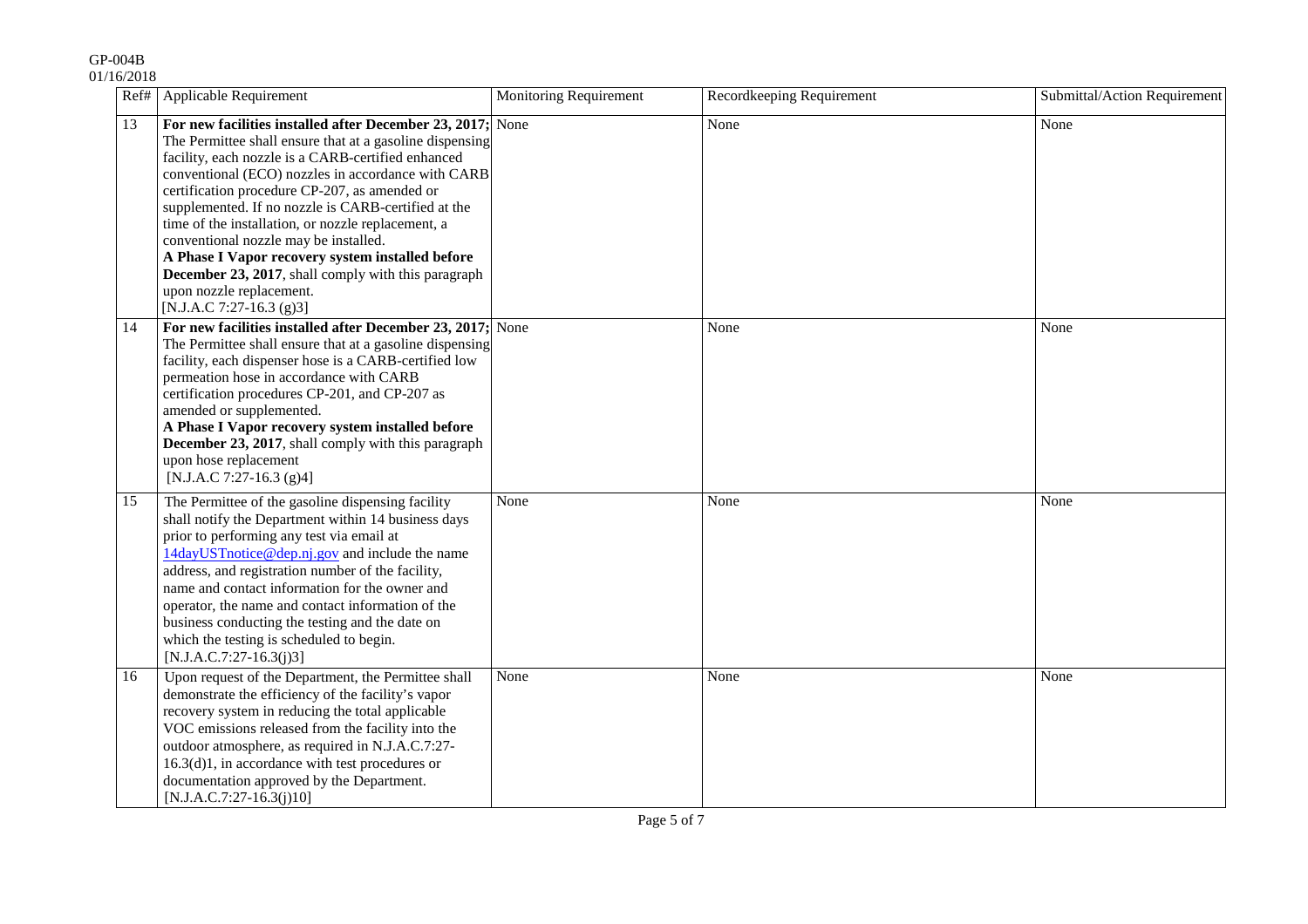| Ref# | Applicable Requirement | Monitoring Requirement | Recordkeeping Requirement | Submittal/Action Requirement |
|---|---|---|---|---|
| 13 | **For new facilities installed after December 23, 2017;** The Permittee shall ensure that at a gasoline dispensing facility, each nozzle is a CARB-certified enhanced conventional (ECO) nozzles in accordance with CARB certification procedure CP-207, as amended or supplemented. If no nozzle is CARB-certified at the time of the installation, or nozzle replacement, a conventional nozzle may be installed. **A Phase I Vapor recovery system installed before December 23, 2017**, shall comply with this paragraph upon nozzle replacement. [N.J.A.C 7:27-16.3 (g)3] | None | None | None |
| 14 | **For new facilities installed after December 23, 2017;** The Permittee shall ensure that at a gasoline dispensing facility, each dispenser hose is a CARB-certified low permeation hose in accordance with CARB certification procedures CP-201, and CP-207 as amended or supplemented. **A Phase I Vapor recovery system installed before December 23, 2017**, shall comply with this paragraph upon hose replacement [N.J.A.C 7:27-16.3 (g)4] | None | None | None |
| 15 | The Permittee of the gasoline dispensing facility shall notify the Department within 14 business days prior to performing any test via email at 14dayUSTnotice@dep.nj.gov and include the name address, and registration number of the facility, name and contact information for the owner and operator, the name and contact information of the business conducting the testing and the date on which the testing is scheduled to begin. [N.J.A.C.7:27-16.3(j)3] | None | None | None |
| 16 | Upon request of the Department, the Permittee shall demonstrate the efficiency of the facility's vapor recovery system in reducing the total applicable VOC emissions released from the facility into the outdoor atmosphere, as required in N.J.A.C.7:27-16.3(d)1, in accordance with test procedures or documentation approved by the Department. [N.J.A.C.7:27-16.3(j)10] | None | None | None |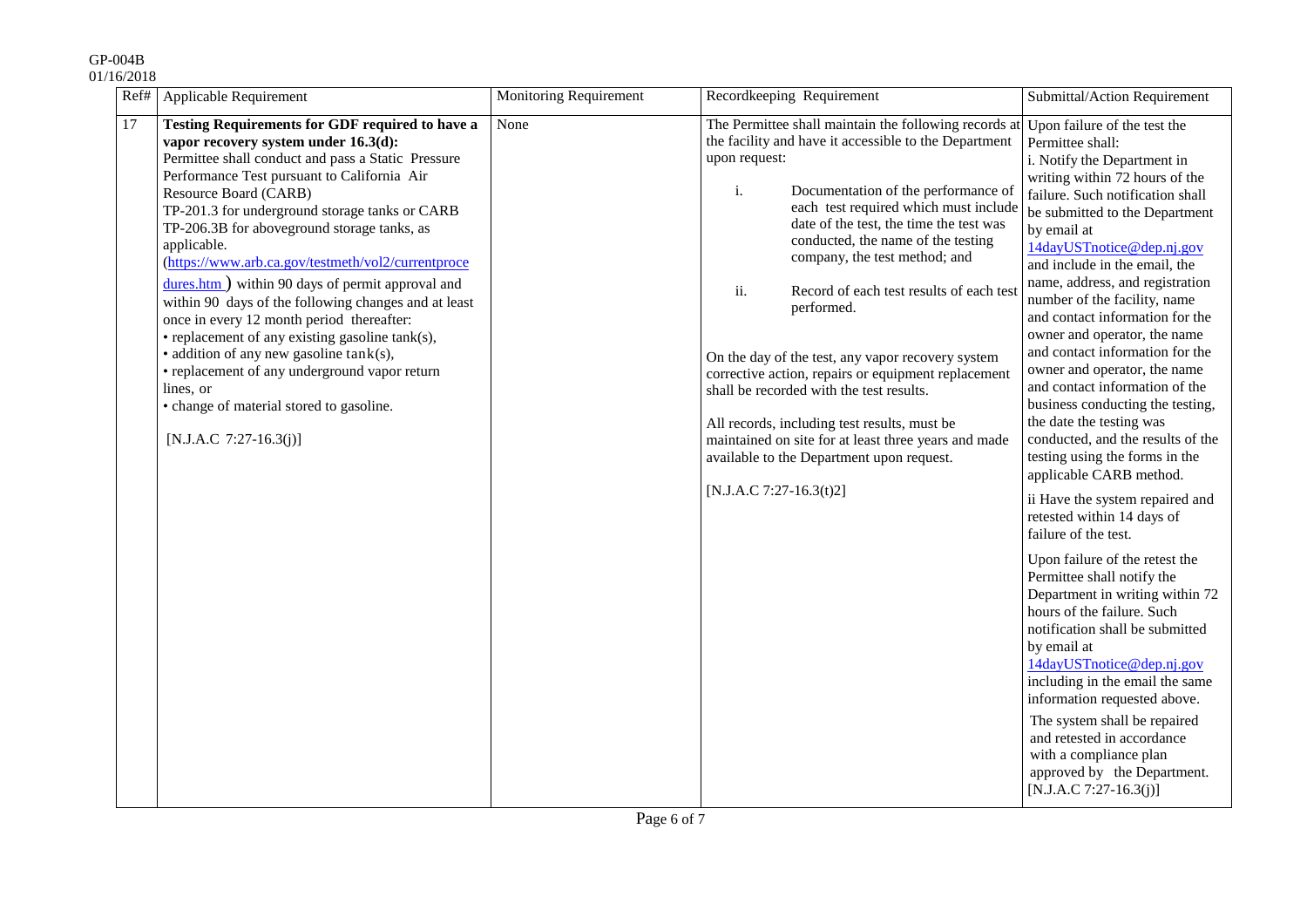| Ref# | Applicable Requirement | Monitoring Requirement | Recordkeeping Requirement | Submittal/Action Requirement |
|---|---|---|---|---|
| 17 | **Testing Requirements for GDF required to have a vapor recovery system under 16.3(d):** Permittee shall conduct and pass a Static Pressure Performance Test pursuant to California Air Resource Board (CARB) TP-201.3 for underground storage tanks or CARB TP-206.3B for aboveground storage tanks, as applicable. (https://www.arb.ca.gov/testmeth/vol2/currentprocedures.htm ) within 90 days of permit approval and within 90 days of the following changes and at least once in every 12 month period thereafter:<br>• replacement of any existing gasoline tank(s),<br>• addition of any new gasoline tank(s),<br>• replacement of any underground vapor return lines, or<br>• change of material stored to gasoline.<br><br>[N.J.A.C 7:27-16.3(j)] | None | The Permittee shall maintain the following records at the facility and have it accessible to the Department upon request:<br><br>i. Documentation of the performance of each test required which must include date of the test, the time the test was conducted, the name of the testing company, the test method; and<br><br>ii. Record of each test results of each test performed.<br><br>On the day of the test, any vapor recovery system corrective action, repairs or equipment replacement shall be recorded with the test results.<br><br>All records, including test results, must be maintained on site for at least three years and made available to the Department upon request.<br><br>[N.J.A.C 7:27-16.3(t)2] | Upon failure of the test the Permittee shall:<br>i. Notify the Department in writing within 72 hours of the failure. Such notification shall be submitted to the Department by email at 14dayUSTnotice@dep.nj.gov and include in the email, the name, address, and registration number of the facility, name and contact information for the owner and operator, the name and contact information for the owner and operator, the name and contact information of the business conducting the testing, the date the testing was conducted, and the results of the testing using the forms in the applicable CARB method.<br><br>ii Have the system repaired and retested within 14 days of failure of the test.<br><br>Upon failure of the retest the Permittee shall notify the Department in writing within 72 hours of the failure. Such notification shall be submitted by email at 14dayUSTnotice@dep.nj.gov including in the email the same information requested above.<br><br>The system shall be repaired and retested in accordance with a compliance plan approved by the Department.<br>[N.J.A.C 7:27-16.3(j)] |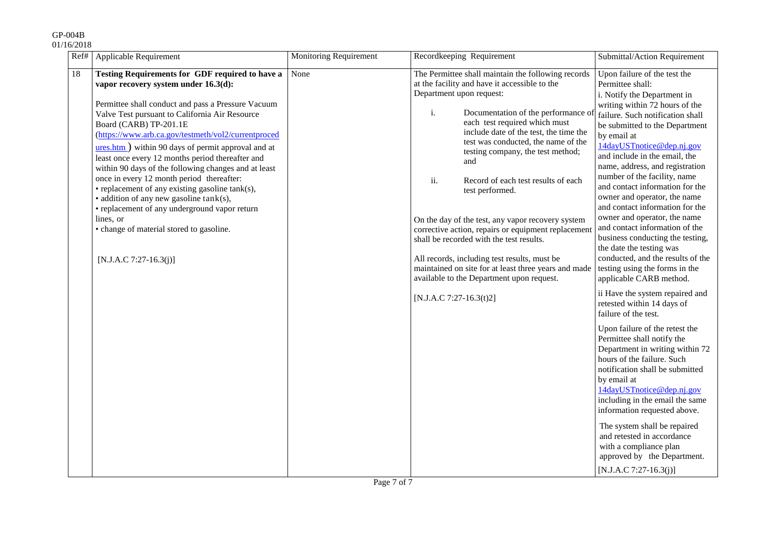| Ref# | Applicable Requirement | Monitoring Requirement | Recordkeeping Requirement | Submittal/Action Requirement |
|---|---|---|---|---|
| 18 | **Testing Requirements for GDF required to have a vapor recovery system under 16.3(d):**<br><br>Permittee shall conduct and pass a Pressure Vacuum Valve Test pursuant to California Air Resource Board (CARB) TP-201.1E (https://www.arb.ca.gov/testmeth/vol2/currentprocedures.htm ) within 90 days of permit approval and at least once every 12 months period thereafter and within 90 days of the following changes and at least once in every 12 month period thereafter:<br>• replacement of any existing gasoline tank(s),<br>• addition of any new gasoline tank(s),<br>• replacement of any underground vapor return lines, or<br>• change of material stored to gasoline.<br><br>[N.J.A.C 7:27-16.3(j)] | None | The Permittee shall maintain the following records at the facility and have it accessible to the Department upon request:<br><br>i. Documentation of the performance of each test required which must include date of the test, the time the test was conducted, the name of the testing company, the test method; and<br><br>ii. Record of each test results of each test performed.<br><br>On the day of the test, any vapor recovery system corrective action, repairs or equipment replacement shall be recorded with the test results.<br><br>All records, including test results, must be maintained on site for at least three years and made available to the Department upon request.<br><br>[N.J.A.C 7:27-16.3(t)2] | Upon failure of the test the Permittee shall:<br>i. Notify the Department in writing within 72 hours of the failure. Such notification shall be submitted to the Department by email at 14dayUSTnotice@dep.nj.gov and include in the email, the name, address, and registration number of the facility, name and contact information for the owner and operator, the name and contact information for the owner and operator, the name and contact information of the business conducting the testing, the date the testing was conducted, and the results of the testing using the forms in the applicable CARB method.<br><br>ii Have the system repaired and retested within 14 days of failure of the test.<br><br>Upon failure of the retest the Permittee shall notify the Department in writing within 72 hours of the failure. Such notification shall be submitted by email at 14dayUSTnotice@dep.nj.gov including in the email the same information requested above.<br><br>The system shall be repaired and retested in accordance with a compliance plan approved by the Department.<br><br>[N.J.A.C 7:27-16.3(j)] |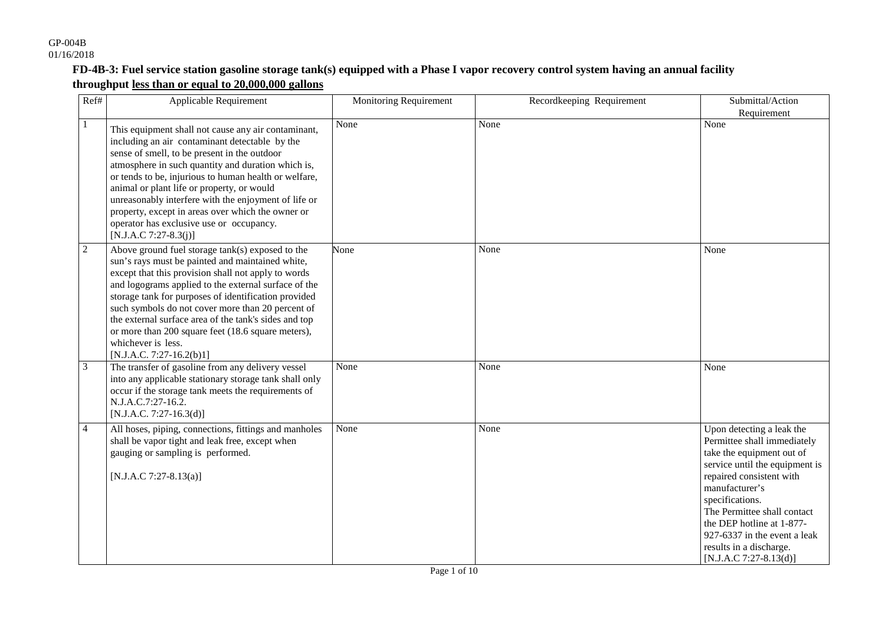GP-004B
01/16/2018

**FD-4B-3: Fuel service station gasoline storage tank(s) equipped with a Phase I vapor recovery control system having an annual facility throughput <u>less than or equal to 20,000,000 gallons</u>**

| Ref# | Applicable Requirement | Monitoring Requirement | Recordkeeping Requirement | Submittal/Action Requirement |
|---|---|---|---|---|
| 1 | This equipment shall not cause any air contaminant, including an air contaminant detectable by the sense of smell, to be present in the outdoor atmosphere in such quantity and duration which is, or tends to be, injurious to human health or welfare, animal or plant life or property, or would unreasonably interfere with the enjoyment of life or property, except in areas over which the owner or operator has exclusive use or occupancy. [N.J.A.C 7:27-8.3(j)] | None | None | None |
| 2 | Above ground fuel storage tank(s) exposed to the sun's rays must be painted and maintained white, except that this provision shall not apply to words and logograms applied to the external surface of the storage tank for purposes of identification provided such symbols do not cover more than 20 percent of the external surface area of the tank's sides and top or more than 200 square feet (18.6 square meters), whichever is less. [N.J.A.C. 7:27-16.2(b)1] | None | None | None |
| 3 | The transfer of gasoline from any delivery vessel into any applicable stationary storage tank shall only occur if the storage tank meets the requirements of N.J.A.C.7:27-16.2. [N.J.A.C. 7:27-16.3(d)] | None | None | None |
| 4 | All hoses, piping, connections, fittings and manholes shall be vapor tight and leak free, except when gauging or sampling is performed. [N.J.A.C 7:27-8.13(a)] | None | None | Upon detecting a leak the Permittee shall immediately take the equipment out of service until the equipment is repaired consistent with manufacturer's specifications. The Permittee shall contact the DEP hotline at 1-877-927-6337 in the event a leak results in a discharge. [N.J.A.C 7:27-8.13(d)] |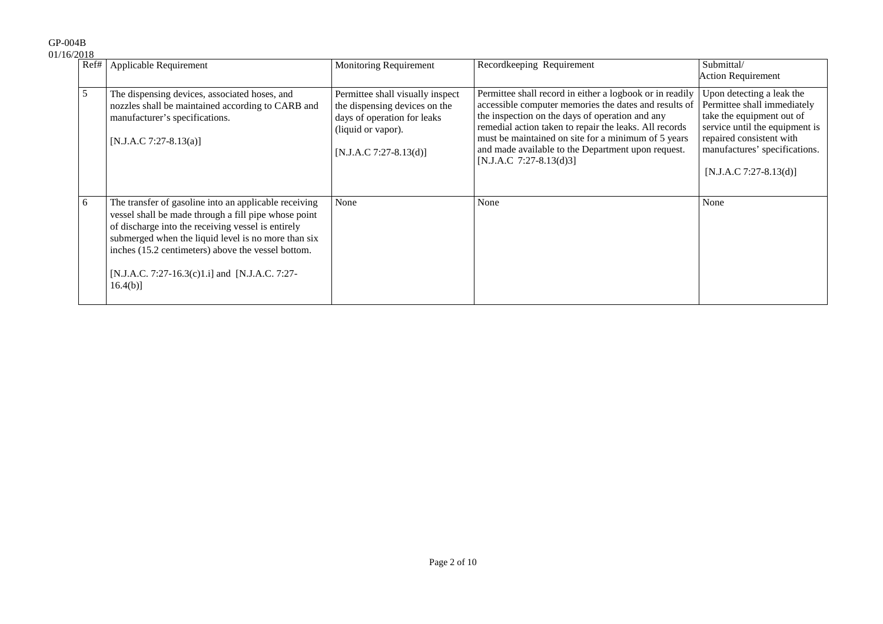| Ref# | Applicable Requirement | Monitoring Requirement | Recordkeeping Requirement | Submittal/ Action Requirement |
|---|---|---|---|---|
| 5 | The dispensing devices, associated hoses, and nozzles shall be maintained according to CARB and manufacturer's specifications.<br><br>[N.J.A.C 7:27-8.13(a)] | Permittee shall visually inspect the dispensing devices on the days of operation for leaks (liquid or vapor).<br><br>[N.J.A.C 7:27-8.13(d)] | Permittee shall record in either a logbook or in readily accessible computer memories the dates and results of the inspection on the days of operation and any remedial action taken to repair the leaks. All records must be maintained on site for a minimum of 5 years and made available to the Department upon request. [N.J.A.C 7:27-8.13(d)3] | Upon detecting a leak the Permittee shall immediately take the equipment out of service until the equipment is repaired consistent with manufactures' specifications.<br><br>[N.J.A.C 7:27-8.13(d)] |
| 6 | The transfer of gasoline into an applicable receiving vessel shall be made through a fill pipe whose point of discharge into the receiving vessel is entirely submerged when the liquid level is no more than six inches (15.2 centimeters) above the vessel bottom.<br><br>[N.J.A.C. 7:27-16.3(c)1.i] and [N.J.A.C. 7:27-16.4(b)] | None | None | None |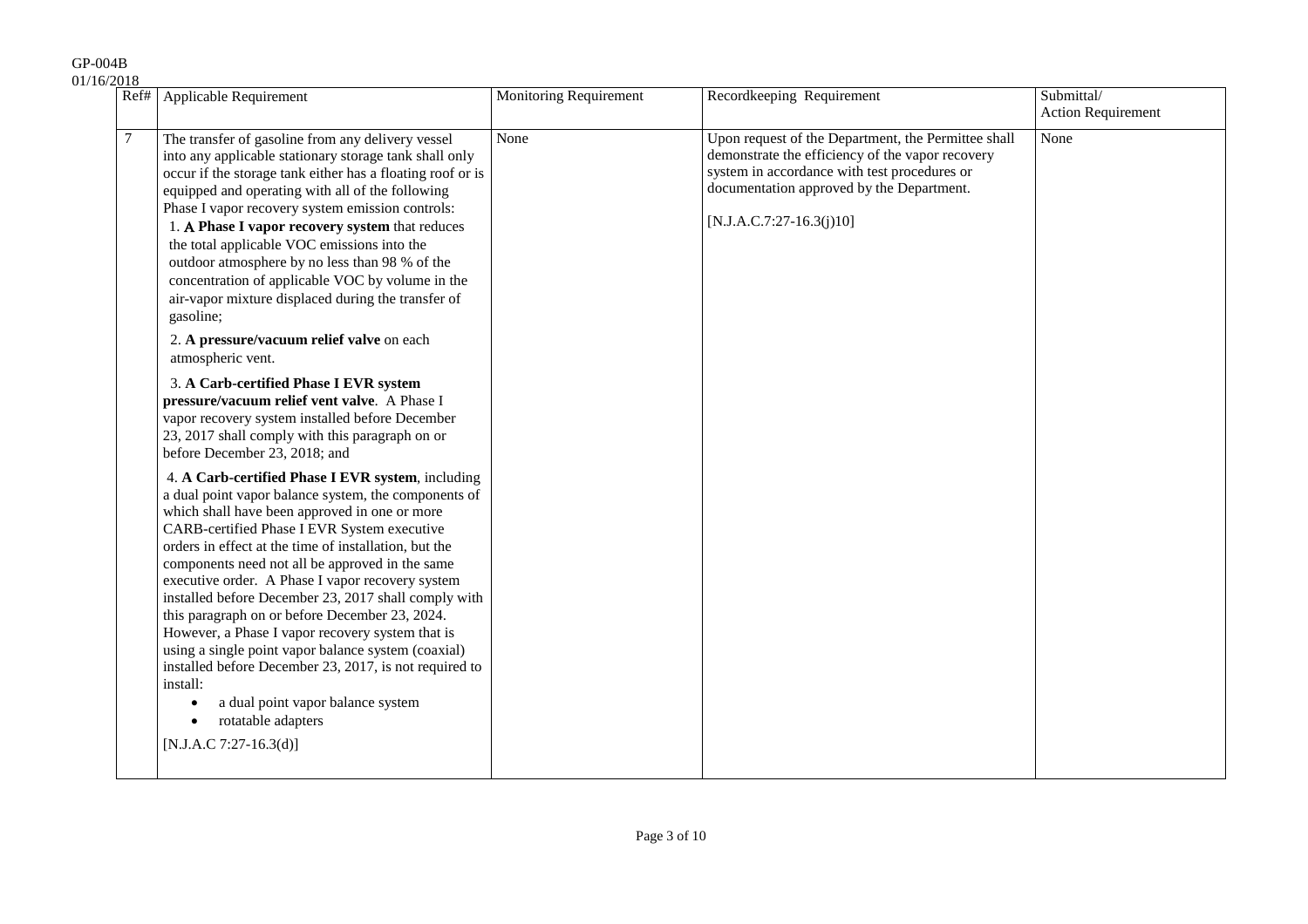| Ref# | Applicable Requirement | Monitoring Requirement | Recordkeeping Requirement | Submittal/ Action Requirement |
|---|---|---|---|---|
| 7 | The transfer of gasoline from any delivery vessel into any applicable stationary storage tank shall only occur if the storage tank either has a floating roof or is equipped and operating with all of the following Phase I vapor recovery system emission controls:<br>1. **A Phase I vapor recovery system** that reduces the total applicable VOC emissions into the outdoor atmosphere by no less than 98 % of the concentration of applicable VOC by volume in the air-vapor mixture displaced during the transfer of gasoline;<br>2. **A pressure/vacuum relief valve** on each atmospheric vent.<br>3. **A Carb-certified Phase I EVR system pressure/vacuum relief vent valve**. A Phase I vapor recovery system installed before December 23, 2017 shall comply with this paragraph on or before December 23, 2018; and<br>4. **A Carb-certified Phase I EVR system**, including a dual point vapor balance system, the components of which shall have been approved in one or more CARB-certified Phase I EVR System executive orders in effect at the time of installation, but the components need not all be approved in the same executive order. A Phase I vapor recovery system installed before December 23, 2017 shall comply with this paragraph on or before December 23, 2024. However, a Phase I vapor recovery system that is using a single point vapor balance system (coaxial) installed before December 23, 2017, is not required to install:<br>• a dual point vapor balance system<br>• rotatable adapters<br>[N.J.A.C 7:27-16.3(d)] | None | Upon request of the Department, the Permittee shall demonstrate the efficiency of the vapor recovery system in accordance with test procedures or documentation approved by the Department.<br>[N.J.A.C.7:27-16.3(j)10] | None |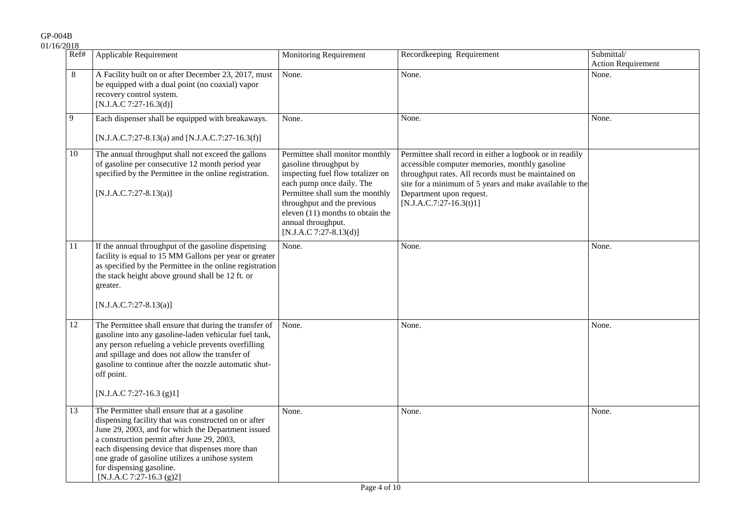| Ref# | Applicable Requirement | Monitoring Requirement | Recordkeeping Requirement | Submittal/ Action Requirement |
|---|---|---|---|---|
| 8 | A Facility built on or after December 23, 2017, must be equipped with a dual point (no coaxial) vapor recovery control system. [N.J.A.C 7:27-16.3(d)] | None. | None. | None. |
| 9 | Each dispenser shall be equipped with breakaways. [N.J.A.C.7:27-8.13(a) and [N.J.A.C.7:27-16.3(f)] | None. | None. | None. |
| 10 | The annual throughput shall not exceed the gallons of gasoline per consecutive 12 month period year specified by the Permittee in the online registration. [N.J.A.C.7:27-8.13(a)] | Permittee shall monitor monthly gasoline throughput by inspecting fuel flow totalizer on each pump once daily. The Permittee shall sum the monthly throughput and the previous eleven (11) months to obtain the annual throughput. [N.J.A.C 7:27-8.13(d)] | Permittee shall record in either a logbook or in readily accessible computer memories, monthly gasoline throughput rates. All records must be maintained on site for a minimum of 5 years and make available to the Department upon request. [N.J.A.C.7:27-16.3(t)1] | |
| 11 | If the annual throughput of the gasoline dispensing facility is equal to 15 MM Gallons per year or greater as specified by the Permittee in the online registration the stack height above ground shall be 12 ft. or greater. [N.J.A.C.7:27-8.13(a)] | None. | None. | None. |
| 12 | The Permittee shall ensure that during the transfer of gasoline into any gasoline-laden vehicular fuel tank, any person refueling a vehicle prevents overfilling and spillage and does not allow the transfer of gasoline to continue after the nozzle automatic shut-off point. [N.J.A.C 7:27-16.3 (g)1] | None. | None. | None. |
| 13 | The Permittee shall ensure that at a gasoline dispensing facility that was constructed on or after June 29, 2003, and for which the Department issued a construction permit after June 29, 2003, each dispensing device that dispenses more than one grade of gasoline utilizes a unihose system for dispensing gasoline. [N.J.A.C 7:27-16.3 (g)2] | None. | None. | None. |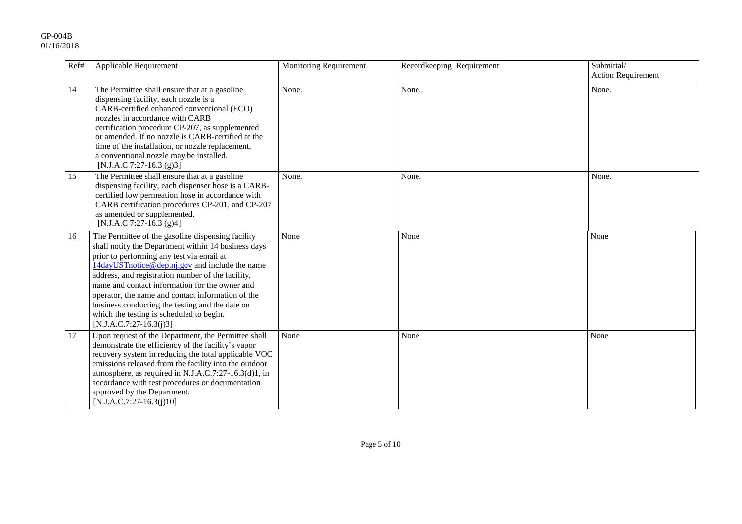| Ref# | Applicable Requirement | Monitoring Requirement | Recordkeeping Requirement | Submittal/ Action Requirement |
|---|---|---|---|---|
| 14 | The Permittee shall ensure that at a gasoline dispensing facility, each nozzle is a CARB-certified enhanced conventional (ECO) nozzles in accordance with CARB certification procedure CP-207, as supplemented or amended. If no nozzle is CARB-certified at the time of the installation, or nozzle replacement, a conventional nozzle may be installed. [N.J.A.C 7:27-16.3 (g)3] | None. | None. | None. |
| 15 | The Permittee shall ensure that at a gasoline dispensing facility, each dispenser hose is a CARB-certified low permeation hose in accordance with CARB certification procedures CP-201, and CP-207 as amended or supplemented. [N.J.A.C 7:27-16.3 (g)4] | None. | None. | None. |
| 16 | The Permittee of the gasoline dispensing facility shall notify the Department within 14 business days prior to performing any test via email at 14dayUSTnotice@dep.nj.gov and include the name address, and registration number of the facility, name and contact information for the owner and operator, the name and contact information of the business conducting the testing and the date on which the testing is scheduled to begin. [N.J.A.C.7:27-16.3(j)3] | None | None | None |
| 17 | Upon request of the Department, the Permittee shall demonstrate the efficiency of the facility's vapor recovery system in reducing the total applicable VOC emissions released from the facility into the outdoor atmosphere, as required in N.J.A.C.7:27-16.3(d)1, in accordance with test procedures or documentation approved by the Department. [N.J.A.C.7:27-16.3(j)10] | None | None | None |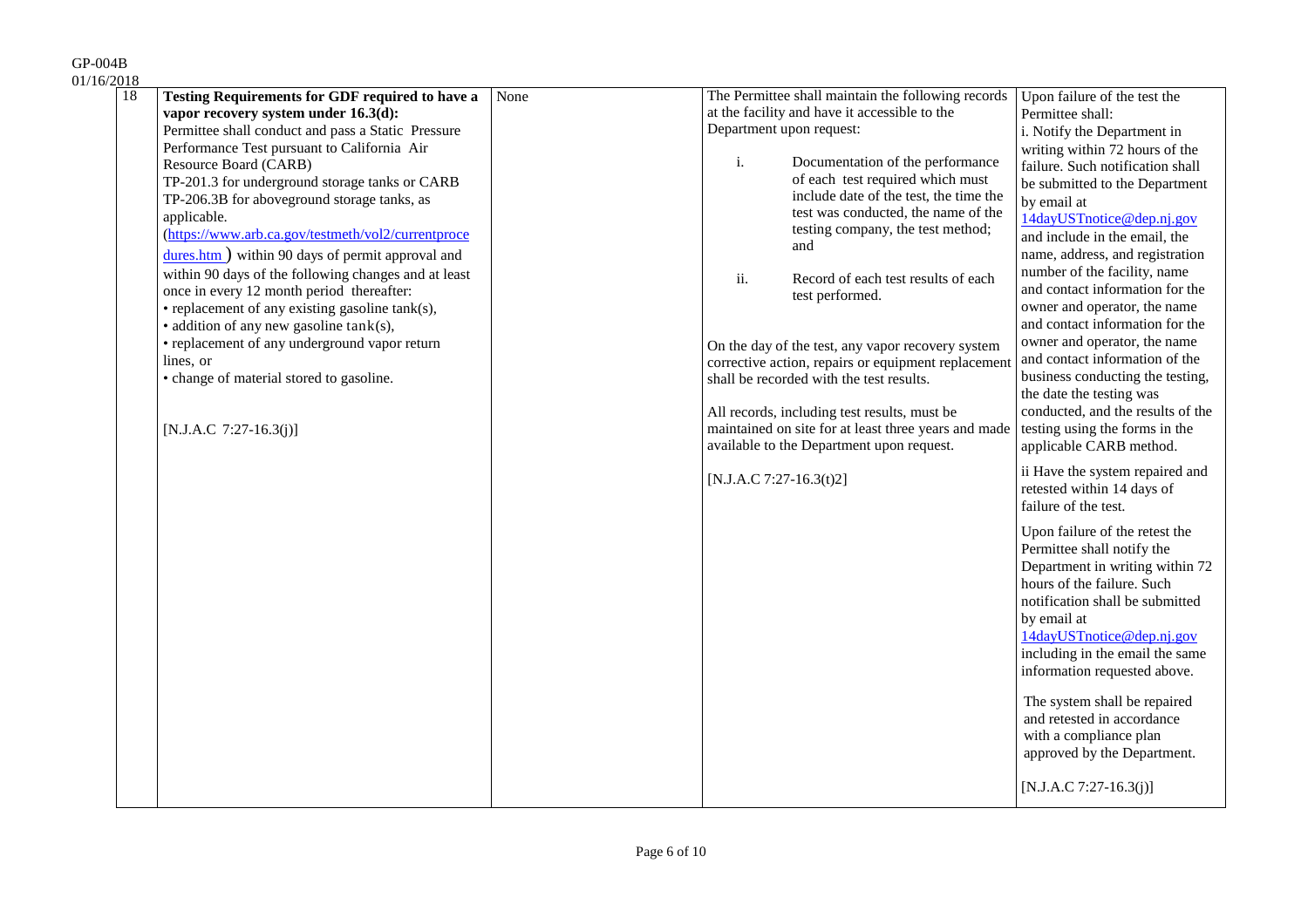| 18 | **Testing Requirements for GDF required to have a vapor recovery system under 16.3(d):**<br>Permittee shall conduct and pass a Static Pressure Performance Test pursuant to California Air Resource Board (CARB) TP-201.3 for underground storage tanks or CARB TP-206.3B for aboveground storage tanks, as applicable. (https://www.arb.ca.gov/testmeth/vol2/currentprocedures.htm ) within 90 days of permit approval and within 90 days of the following changes and at least once in every 12 month period thereafter:<br>• replacement of any existing gasoline tank(s),<br>• addition of any new gasoline tank(s),<br>• replacement of any underground vapor return lines, or<br>• change of material stored to gasoline.<br><br>[N.J.A.C 7:27-16.3(j)] | None | The Permittee shall maintain the following records at the facility and have it accessible to the Department upon request:<br><br>i. Documentation of the performance of each test required which must include date of the test, the time the test was conducted, the name of the testing company, the test method; and<br><br>ii. Record of each test results of each test performed.<br><br>On the day of the test, any vapor recovery system corrective action, repairs or equipment replacement shall be recorded with the test results.<br><br>All records, including test results, must be maintained on site for at least three years and made available to the Department upon request.<br><br>[N.J.A.C 7:27-16.3(t)2] | Upon failure of the test the Permittee shall:<br>i. Notify the Department in writing within 72 hours of the failure. Such notification shall be submitted to the Department by email at 14dayUSTnotice@dep.nj.gov and include in the email, the name, address, and registration number of the facility, name and contact information for the owner and operator, the name and contact information for the owner and operator, the name and contact information of the business conducting the testing, the date the testing was conducted, and the results of the testing using the forms in the applicable CARB method.<br><br>ii Have the system repaired and retested within 14 days of failure of the test.<br><br>Upon failure of the retest the Permittee shall notify the Department in writing within 72 hours of the failure. Such notification shall be submitted by email at 14dayUSTnotice@dep.nj.gov including in the email the same information requested above.<br><br>The system shall be repaired and retested in accordance with a compliance plan approved by the Department.<br><br>[N.J.A.C 7:27-16.3(j)] |
|---|---|---|---|---|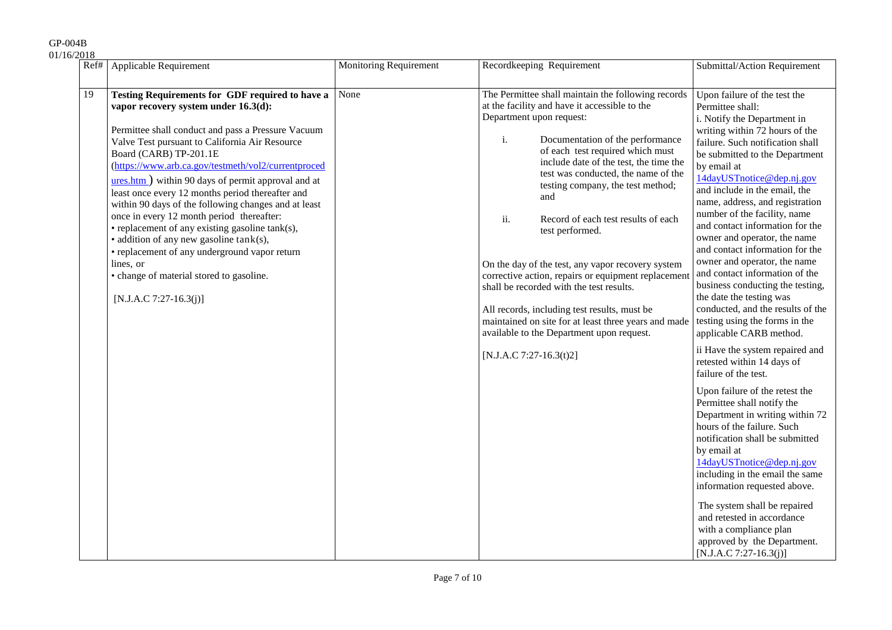| Ref# | Applicable Requirement | Monitoring Requirement | Recordkeeping Requirement | Submittal/Action Requirement |
|---|---|---|---|---|
| 19 | **Testing Requirements for GDF required to have a vapor recovery system under 16.3(d):**<br><br>Permittee shall conduct and pass a Pressure Vacuum Valve Test pursuant to California Air Resource Board (CARB) TP-201.1E (https://www.arb.ca.gov/testmeth/vol2/currentprocedures.htm ) within 90 days of permit approval and at least once every 12 months period thereafter and within 90 days of the following changes and at least once in every 12 month period thereafter:<br>• replacement of any existing gasoline tank(s),<br>• addition of any new gasoline tank(s),<br>• replacement of any underground vapor return lines, or<br>• change of material stored to gasoline.<br><br>[N.J.A.C 7:27-16.3(j)] | None | The Permittee shall maintain the following records at the facility and have it accessible to the Department upon request:<br><br>i. Documentation of the performance of each test required which must include date of the test, the time the test was conducted, the name of the testing company, the test method; and<br><br>ii. Record of each test results of each test performed.<br><br>On the day of the test, any vapor recovery system corrective action, repairs or equipment replacement shall be recorded with the test results.<br><br>All records, including test results, must be maintained on site for at least three years and made available to the Department upon request.<br><br>[N.J.A.C 7:27-16.3(t)2] | Upon failure of the test the Permittee shall:<br>i. Notify the Department in writing within 72 hours of the failure. Such notification shall be submitted to the Department by email at 14dayUSTnotice@dep.nj.gov and include in the email, the name, address, and registration number of the facility, name and contact information for the owner and operator, the name and contact information for the owner and operator, the name and contact information of the business conducting the testing, the date the testing was conducted, and the results of the testing using the forms in the applicable CARB method.<br><br>ii Have the system repaired and retested within 14 days of failure of the test.<br><br>Upon failure of the retest the Permittee shall notify the Department in writing within 72 hours of the failure. Such notification shall be submitted by email at 14dayUSTnotice@dep.nj.gov including in the email the same information requested above.<br><br>The system shall be repaired and retested in accordance with a compliance plan approved by the Department. [N.J.A.C 7:27-16.3(j)] |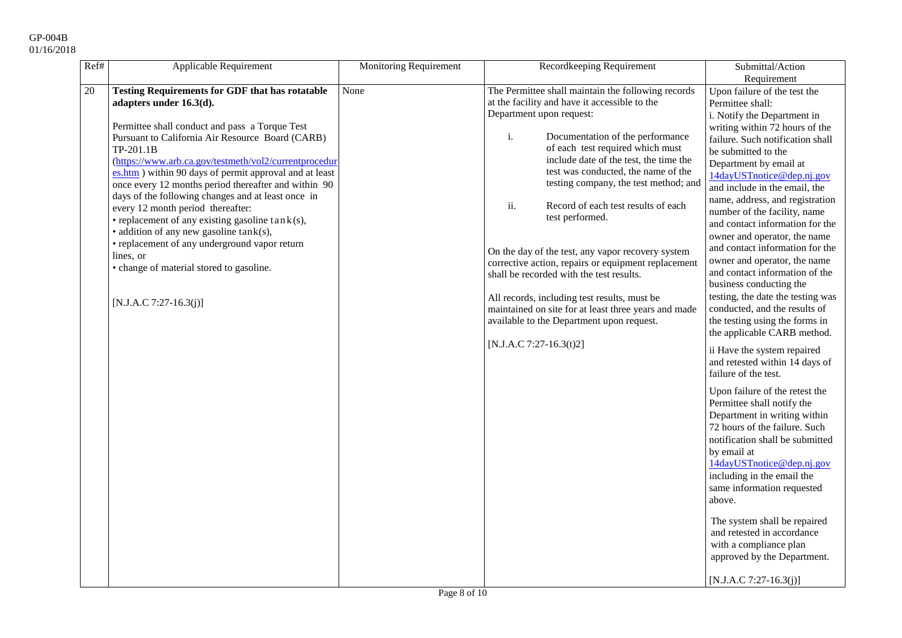| Ref# | Applicable Requirement | Monitoring Requirement | Recordkeeping Requirement | Submittal/Action Requirement |
|---|---|---|---|---|
| 20 | **Testing Requirements for GDF that has rotatable adapters under 16.3(d).**<br><br>Permittee shall conduct and pass a Torque Test Pursuant to California Air Resource Board (CARB) TP-201.1B ([https://www.arb.ca.gov/testmeth/vol2/currentprocedures.htm](https://www.arb.ca.gov/testmeth/vol2/currentprocedures.htm) ) within 90 days of permit approval and at least once every 12 months period thereafter and within 90 days of the following changes and at least once in every 12 month period thereafter:<br>• replacement of any existing gasoline tank(s),<br>• addition of any new gasoline tank(s),<br>• replacement of any underground vapor return lines, or<br>• change of material stored to gasoline.<br><br>[N.J.A.C 7:27-16.3(j)] | None | The Permittee shall maintain the following records at the facility and have it accessible to the Department upon request:<br><br>i. Documentation of the performance of each test required which must include date of the test, the time the test was conducted, the name of the testing company, the test method; and<br><br>ii. Record of each test results of each test performed.<br><br>On the day of the test, any vapor recovery system corrective action, repairs or equipment replacement shall be recorded with the test results.<br><br>All records, including test results, must be maintained on site for at least three years and made available to the Department upon request.<br><br>[N.J.A.C 7:27-16.3(t)2] | Upon failure of the test the Permittee shall:<br>i. Notify the Department in writing within 72 hours of the failure. Such notification shall be submitted to the Department by email at 14dayUSTnotice@dep.nj.gov and include in the email, the name, address, and registration number of the facility, name and contact information for the owner and operator, the name and contact information for the owner and operator, the name and contact information of the business conducting the testing, the date the testing was conducted, and the results of the testing using the forms in the applicable CARB method.<br><br>ii Have the system repaired and retested within 14 days of failure of the test.<br><br>Upon failure of the retest the Permittee shall notify the Department in writing within 72 hours of the failure. Such notification shall be submitted by email at 14dayUSTnotice@dep.nj.gov including in the email the same information requested above.<br><br>The system shall be repaired and retested in accordance with a compliance plan approved by the Department.<br><br>[N.J.A.C 7:27-16.3(j)] |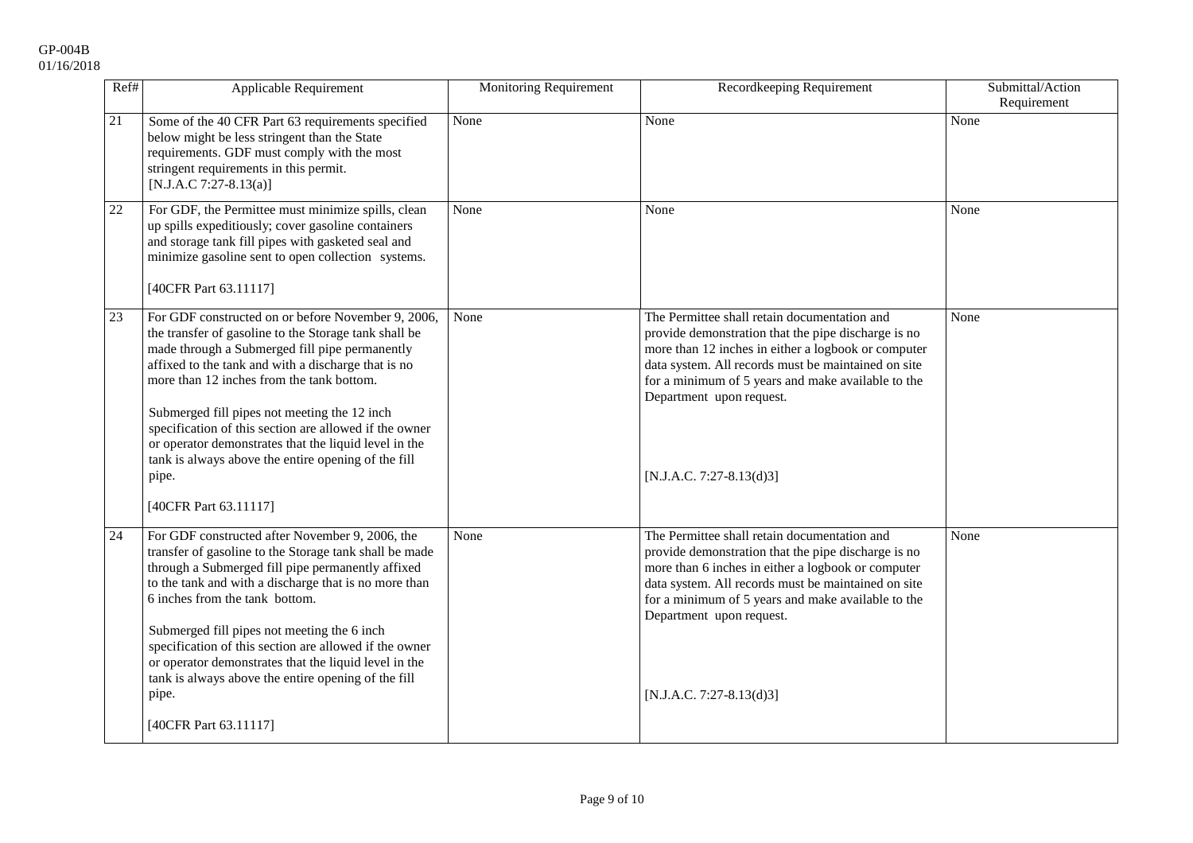| Ref# | Applicable Requirement | Monitoring Requirement | Recordkeeping Requirement | Submittal/Action Requirement |
|---|---|---|---|---|
| 21 | Some of the 40 CFR Part 63 requirements specified below might be less stringent than the State requirements. GDF must comply with the most stringent requirements in this permit. [N.J.A.C 7:27-8.13(a)] | None | None | None |
| 22 | For GDF, the Permittee must minimize spills, clean up spills expeditiously; cover gasoline containers and storage tank fill pipes with gasketed seal and minimize gasoline sent to open collection systems. [40CFR Part 63.11117] | None | None | None |
| 23 | For GDF constructed on or before November 9, 2006, the transfer of gasoline to the Storage tank shall be made through a Submerged fill pipe permanently affixed to the tank and with a discharge that is no more than 12 inches from the tank bottom. Submerged fill pipes not meeting the 12 inch specification of this section are allowed if the owner or operator demonstrates that the liquid level in the tank is always above the entire opening of the fill pipe. [40CFR Part 63.11117] | None | The Permittee shall retain documentation and provide demonstration that the pipe discharge is no more than 12 inches in either a logbook or computer data system. All records must be maintained on site for a minimum of 5 years and make available to the Department upon request. [N.J.A.C. 7:27-8.13(d)3] | None |
| 24 | For GDF constructed after November 9, 2006, the transfer of gasoline to the Storage tank shall be made through a Submerged fill pipe permanently affixed to the tank and with a discharge that is no more than 6 inches from the tank bottom. Submerged fill pipes not meeting the 6 inch specification of this section are allowed if the owner or operator demonstrates that the liquid level in the tank is always above the entire opening of the fill pipe. [40CFR Part 63.11117] | None | The Permittee shall retain documentation and provide demonstration that the pipe discharge is no more than 6 inches in either a logbook or computer data system. All records must be maintained on site for a minimum of 5 years and make available to the Department upon request. [N.J.A.C. 7:27-8.13(d)3] | None |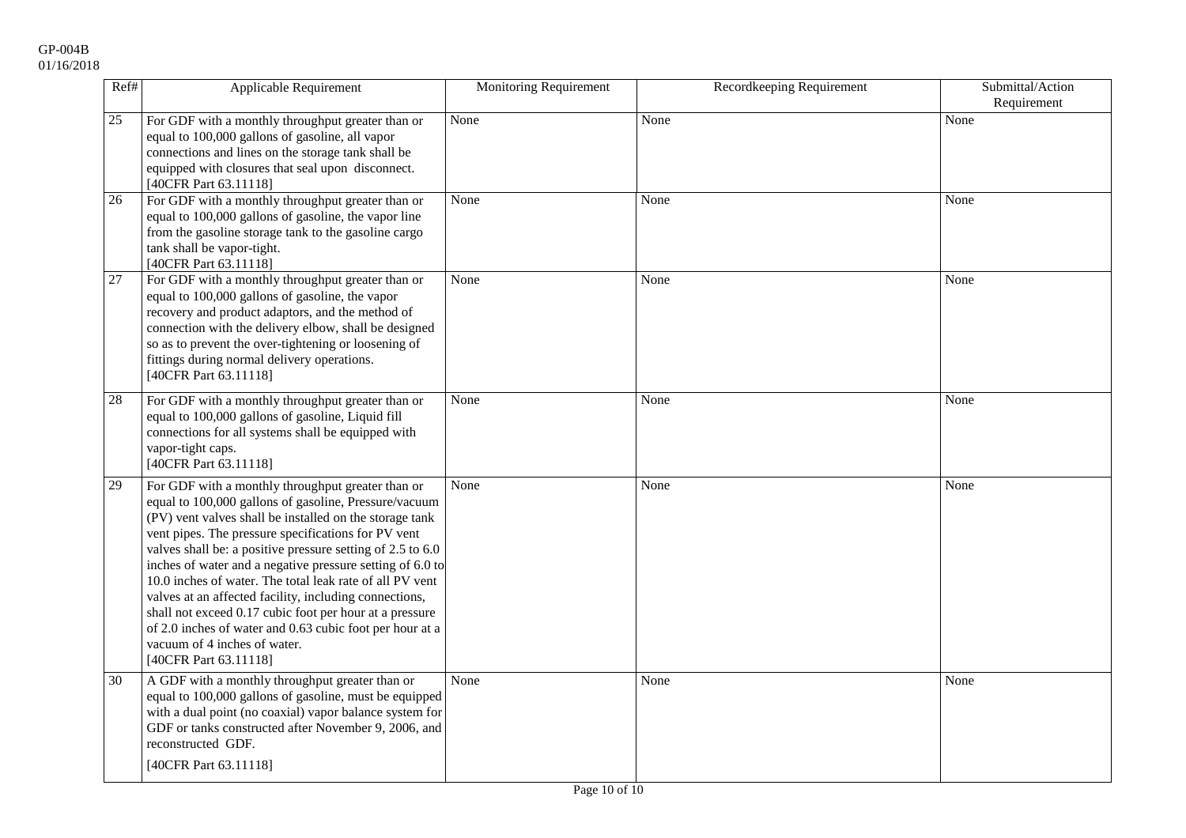| Ref# | Applicable Requirement | Monitoring Requirement | Recordkeeping Requirement | Submittal/Action Requirement |
|---|---|---|---|---|
| 25 | For GDF with a monthly throughput greater than or equal to 100,000 gallons of gasoline, all vapor connections and lines on the storage tank shall be equipped with closures that seal upon disconnect. [40CFR Part 63.11118] | None | None | None |
| 26 | For GDF with a monthly throughput greater than or equal to 100,000 gallons of gasoline, the vapor line from the gasoline storage tank to the gasoline cargo tank shall be vapor-tight. [40CFR Part 63.11118] | None | None | None |
| 27 | For GDF with a monthly throughput greater than or equal to 100,000 gallons of gasoline, the vapor recovery and product adaptors, and the method of connection with the delivery elbow, shall be designed so as to prevent the over-tightening or loosening of fittings during normal delivery operations. [40CFR Part 63.11118] | None | None | None |
| 28 | For GDF with a monthly throughput greater than or equal to 100,000 gallons of gasoline, Liquid fill connections for all systems shall be equipped with vapor-tight caps. [40CFR Part 63.11118] | None | None | None |
| 29 | For GDF with a monthly throughput greater than or equal to 100,000 gallons of gasoline, Pressure/vacuum (PV) vent valves shall be installed on the storage tank vent pipes. The pressure specifications for PV vent valves shall be: a positive pressure setting of 2.5 to 6.0 inches of water and a negative pressure setting of 6.0 to 10.0 inches of water. The total leak rate of all PV vent valves at an affected facility, including connections, shall not exceed 0.17 cubic foot per hour at a pressure of 2.0 inches of water and 0.63 cubic foot per hour at a vacuum of 4 inches of water. [40CFR Part 63.11118] | None | None | None |
| 30 | A GDF with a monthly throughput greater than or equal to 100,000 gallons of gasoline, must be equipped with a dual point (no coaxial) vapor balance system for GDF or tanks constructed after November 9, 2006, and reconstructed GDF. [40CFR Part 63.11118] | None | None | None |